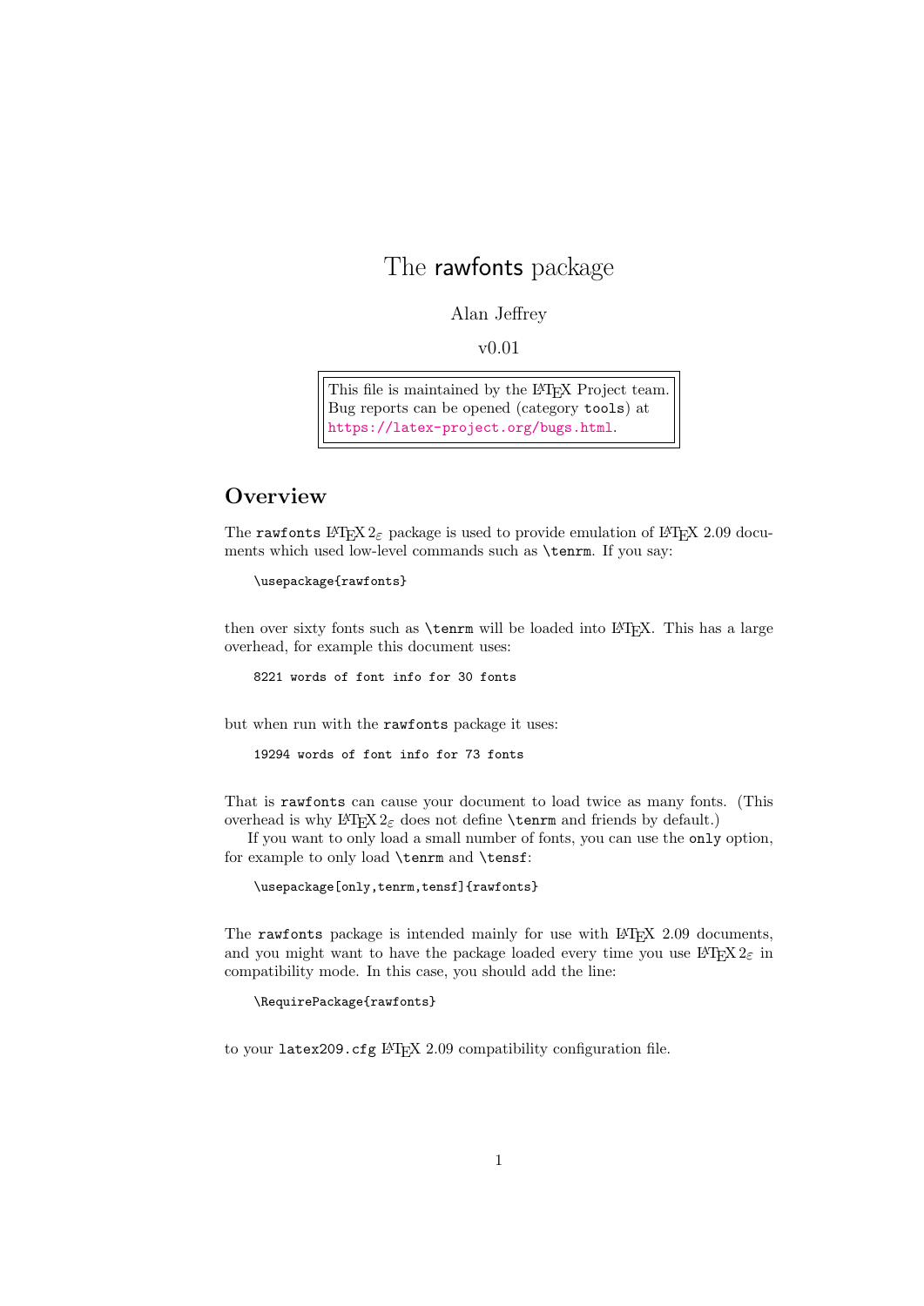# The rawfonts package

Alan Jeffrey

v0.01

> This file is maintained by the LaTeX Project team. Bug reports can be opened (category `tools`) at https://latex-project.org/bugs.html.

## Overview

The `rawfonts` LaTeX $2_\varepsilon$ package is used to provide emulation of LaTeX 2.09 documents which used low-level commands such as `\tenrm`. If you say:

```
\usepackage{rawfonts}
```

then over sixty fonts such as `\tenrm` will be loaded into LaTeX. This has a large overhead, for example this document uses:

```
8221 words of font info for 30 fonts
```

but when run with the `rawfonts` package it uses:

```
19294 words of font info for 73 fonts
```

That is `rawfonts` can cause your document to load twice as many fonts. (This overhead is why LaTeX $2_\varepsilon$ does not define `\tenrm` and friends by default.)

If you want to only load a small number of fonts, you can use the `only` option, for example to only load `\tenrm` and `\tensf`:

```
\usepackage[only,tenrm,tensf]{rawfonts}
```

The `rawfonts` package is intended mainly for use with LaTeX 2.09 documents, and you might want to have the package loaded every time you use LaTeX $2_\varepsilon$ in compatibility mode. In this case, you should add the line:

```
\RequirePackage{rawfonts}
```

to your `latex209.cfg` LaTeX 2.09 compatibility configuration file.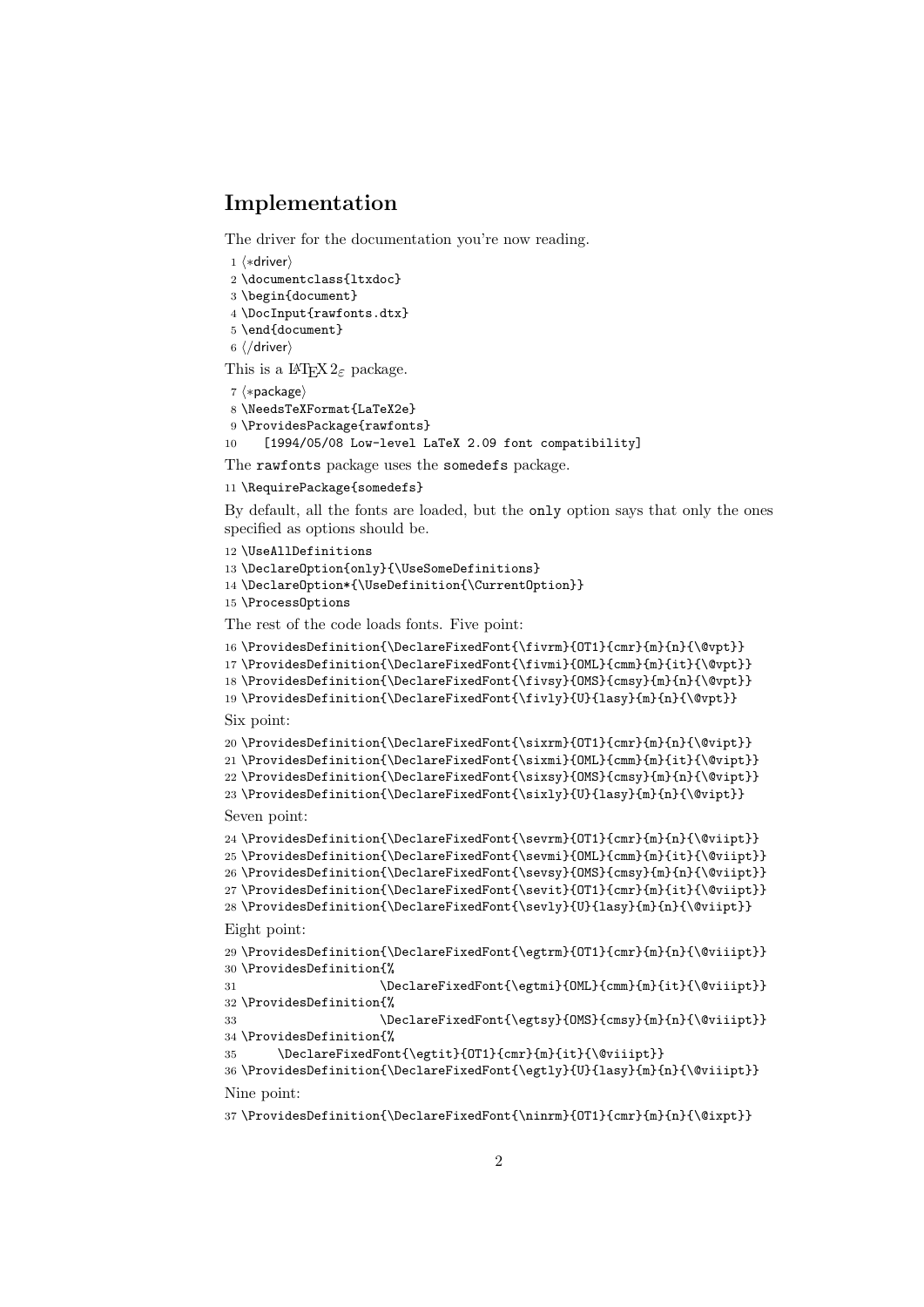## Implementation

The driver for the documentation you're now reading.

```
1 ⟨*driver⟩
2 \documentclass{ltxdoc}
3 \begin{document}
4 \DocInput{rawfonts.dtx}
5 \end{document}
6 ⟨/driver⟩
```

This is a LaTeX 2ε package.

```
7 ⟨*package⟩
8 \NeedsTeXFormat{LaTeX2e}
9 \ProvidesPackage{rawfonts}
10    [1994/05/08 Low-level LaTeX 2.09 font compatibility]
```

The `rawfonts` package uses the `somedefs` package.

```
11 \RequirePackage{somedefs}
```

By default, all the fonts are loaded, but the `only` option says that only the ones specified as options should be.

```
12 \UseAllDefinitions
13 \DeclareOption{only}{\UseSomeDefinitions}
14 \DeclareOption*{\UseDefinition{\CurrentOption}}
15 \ProcessOptions
```

The rest of the code loads fonts. Five point:

```
16 \ProvidesDefinition{\DeclareFixedFont{\fivrm}{OT1}{cmr}{m}{n}{\@vpt}}
17 \ProvidesDefinition{\DeclareFixedFont{\fivmi}{OML}{cmm}{m}{it}{\@vpt}}
18 \ProvidesDefinition{\DeclareFixedFont{\fivsy}{OMS}{cmsy}{m}{n}{\@vpt}}
19 \ProvidesDefinition{\DeclareFixedFont{\fivly}{U}{lasy}{m}{n}{\@vpt}}
```

Six point:

```
20 \ProvidesDefinition{\DeclareFixedFont{\sixrm}{OT1}{cmr}{m}{n}{\@vipt}}
21 \ProvidesDefinition{\DeclareFixedFont{\sixmi}{OML}{cmm}{m}{it}{\@vipt}}
22 \ProvidesDefinition{\DeclareFixedFont{\sixsy}{OMS}{cmsy}{m}{n}{\@vipt}}
23 \ProvidesDefinition{\DeclareFixedFont{\sixly}{U}{lasy}{m}{n}{\@vipt}}
```

Seven point:

```
24 \ProvidesDefinition{\DeclareFixedFont{\sevrm}{OT1}{cmr}{m}{n}{\@viipt}}
25 \ProvidesDefinition{\DeclareFixedFont{\sevmi}{OML}{cmm}{m}{it}{\@viipt}}
26 \ProvidesDefinition{\DeclareFixedFont{\sevsy}{OMS}{cmsy}{m}{n}{\@viipt}}
27 \ProvidesDefinition{\DeclareFixedFont{\sevit}{OT1}{cmr}{m}{it}{\@viipt}}
28 \ProvidesDefinition{\DeclareFixedFont{\sevly}{U}{lasy}{m}{n}{\@viipt}}
```

Eight point:

```
29 \ProvidesDefinition{\DeclareFixedFont{\egtrm}{OT1}{cmr}{m}{n}{\@viiipt}}
30 \ProvidesDefinition{%
31                   \DeclareFixedFont{\egtmi}{OML}{cmm}{m}{it}{\@viiipt}}
32 \ProvidesDefinition{%
33                   \DeclareFixedFont{\egtsy}{OMS}{cmsy}{m}{n}{\@viiipt}}
34 \ProvidesDefinition{%
35     \DeclareFixedFont{\egtit}{OT1}{cmr}{m}{it}{\@viiipt}}
36 \ProvidesDefinition{\DeclareFixedFont{\egtly}{U}{lasy}{m}{n}{\@viiipt}}
```

Nine point:

```
37 \ProvidesDefinition{\DeclareFixedFont{\ninrm}{OT1}{cmr}{m}{n}{\@ixpt}}
```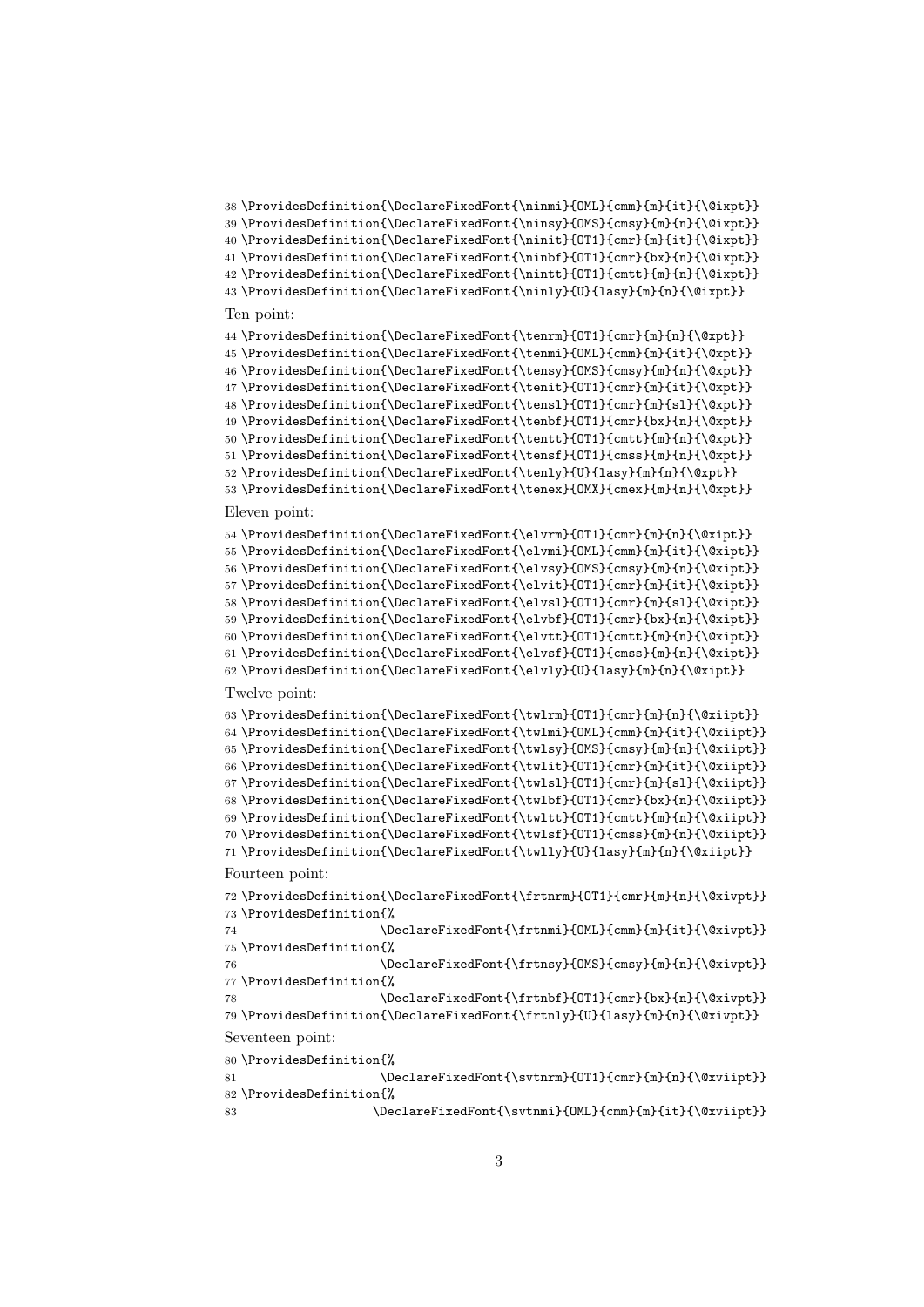```
38 \ProvidesDefinition{\DeclareFixedFont{\ninmi}{OML}{cmm}{m}{it}{\@ixpt}}
39 \ProvidesDefinition{\DeclareFixedFont{\ninsy}{OMS}{cmsy}{m}{n}{\@ixpt}}
40 \ProvidesDefinition{\DeclareFixedFont{\ninit}{OT1}{cmr}{m}{it}{\@ixpt}}
41 \ProvidesDefinition{\DeclareFixedFont{\ninbf}{OT1}{cmr}{bx}{n}{\@ixpt}}
42 \ProvidesDefinition{\DeclareFixedFont{\nintt}{OT1}{cmtt}{m}{n}{\@ixpt}}
43 \ProvidesDefinition{\DeclareFixedFont{\ninly}{U}{lasy}{m}{n}{\@ixpt}}
```

Ten point:

```
44 \ProvidesDefinition{\DeclareFixedFont{\tenrm}{OT1}{cmr}{m}{n}{\@xpt}}
45 \ProvidesDefinition{\DeclareFixedFont{\tenmi}{OML}{cmm}{m}{it}{\@xpt}}
46 \ProvidesDefinition{\DeclareFixedFont{\tensy}{OMS}{cmsy}{m}{n}{\@xpt}}
47 \ProvidesDefinition{\DeclareFixedFont{\tenit}{OT1}{cmr}{m}{it}{\@xpt}}
48 \ProvidesDefinition{\DeclareFixedFont{\tensl}{OT1}{cmr}{m}{sl}{\@xpt}}
49 \ProvidesDefinition{\DeclareFixedFont{\tenbf}{OT1}{cmr}{bx}{n}{\@xpt}}
50 \ProvidesDefinition{\DeclareFixedFont{\tentt}{OT1}{cmtt}{m}{n}{\@xpt}}
51 \ProvidesDefinition{\DeclareFixedFont{\tensf}{OT1}{cmss}{m}{n}{\@xpt}}
52 \ProvidesDefinition{\DeclareFixedFont{\tenly}{U}{lasy}{m}{n}{\@xpt}}
53 \ProvidesDefinition{\DeclareFixedFont{\tenex}{OMX}{cmex}{m}{n}{\@xpt}}
```

Eleven point:

```
54 \ProvidesDefinition{\DeclareFixedFont{\elvrm}{OT1}{cmr}{m}{n}{\@xipt}}
55 \ProvidesDefinition{\DeclareFixedFont{\elvmi}{OML}{cmm}{m}{it}{\@xipt}}
56 \ProvidesDefinition{\DeclareFixedFont{\elvsy}{OMS}{cmsy}{m}{n}{\@xipt}}
57 \ProvidesDefinition{\DeclareFixedFont{\elvit}{OT1}{cmr}{m}{it}{\@xipt}}
58 \ProvidesDefinition{\DeclareFixedFont{\elvsl}{OT1}{cmr}{m}{sl}{\@xipt}}
59 \ProvidesDefinition{\DeclareFixedFont{\elvbf}{OT1}{cmr}{bx}{n}{\@xipt}}
60 \ProvidesDefinition{\DeclareFixedFont{\elvtt}{OT1}{cmtt}{m}{n}{\@xipt}}
61 \ProvidesDefinition{\DeclareFixedFont{\elvsf}{OT1}{cmss}{m}{n}{\@xipt}}
62 \ProvidesDefinition{\DeclareFixedFont{\elvly}{U}{lasy}{m}{n}{\@xipt}}
```

Twelve point:

```
63 \ProvidesDefinition{\DeclareFixedFont{\twlrm}{OT1}{cmr}{m}{n}{\@xiipt}}
64 \ProvidesDefinition{\DeclareFixedFont{\twlmi}{OML}{cmm}{m}{it}{\@xiipt}}
65 \ProvidesDefinition{\DeclareFixedFont{\twlsy}{OMS}{cmsy}{m}{n}{\@xiipt}}
66 \ProvidesDefinition{\DeclareFixedFont{\twlit}{OT1}{cmr}{m}{it}{\@xiipt}}
67 \ProvidesDefinition{\DeclareFixedFont{\twlsl}{OT1}{cmr}{m}{sl}{\@xiipt}}
68 \ProvidesDefinition{\DeclareFixedFont{\twlbf}{OT1}{cmr}{bx}{n}{\@xiipt}}
69 \ProvidesDefinition{\DeclareFixedFont{\twltt}{OT1}{cmtt}{m}{n}{\@xiipt}}
70 \ProvidesDefinition{\DeclareFixedFont{\twlsf}{OT1}{cmss}{m}{n}{\@xiipt}}
71 \ProvidesDefinition{\DeclareFixedFont{\twlly}{U}{lasy}{m}{n}{\@xiipt}}
```

Fourteen point:

```
72 \ProvidesDefinition{\DeclareFixedFont{\frtnrm}{OT1}{cmr}{m}{n}{\@xivpt}}
73 \ProvidesDefinition{%
74                   \DeclareFixedFont{\frtnmi}{OML}{cmm}{m}{it}{\@xivpt}}
75 \ProvidesDefinition{%
76                   \DeclareFixedFont{\frtnsy}{OMS}{cmsy}{m}{n}{\@xivpt}}
77 \ProvidesDefinition{%
78                   \DeclareFixedFont{\frtnbf}{OT1}{cmr}{bx}{n}{\@xivpt}}
79 \ProvidesDefinition{\DeclareFixedFont{\frtnly}{U}{lasy}{m}{n}{\@xivpt}}
```

Seventeen point:

```
80 \ProvidesDefinition{%
81                   \DeclareFixedFont{\svtnrm}{OT1}{cmr}{m}{n}{\@xviipt}}
82 \ProvidesDefinition{%
83                  \DeclareFixedFont{\svtnmi}{OML}{cmm}{m}{it}{\@xviipt}}
```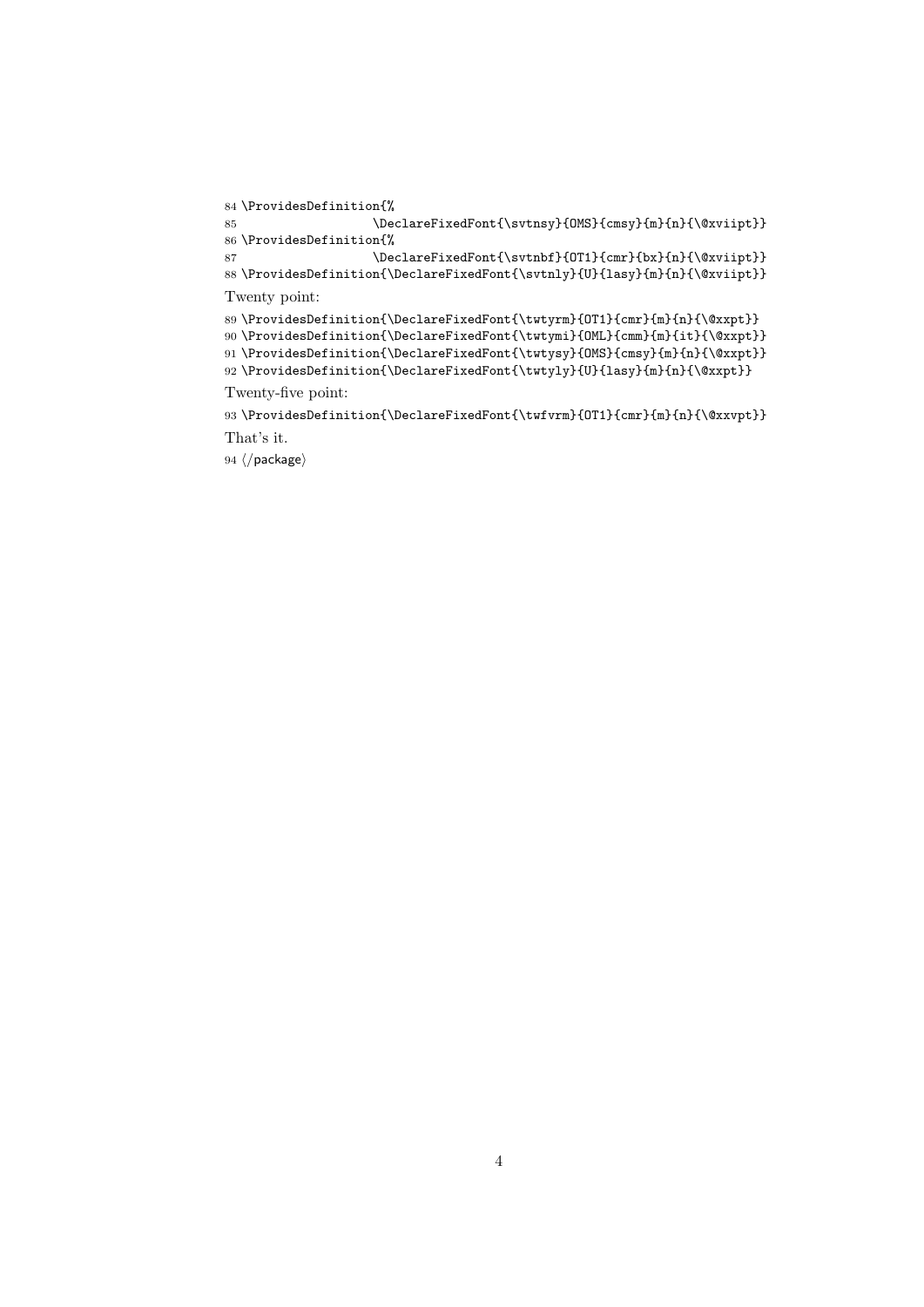```
84 \ProvidesDefinition{%
85                   \DeclareFixedFont{\svtnsy}{OMS}{cmsy}{m}{n}{\@xviipt}}
86 \ProvidesDefinition{%
87                   \DeclareFixedFont{\svtnbf}{OT1}{cmr}{bx}{n}{\@xviipt}}
88 \ProvidesDefinition{\DeclareFixedFont{\svtnly}{U}{lasy}{m}{n}{\@xviipt}}
```

Twenty point:

```
89 \ProvidesDefinition{\DeclareFixedFont{\twtyrm}{OT1}{cmr}{m}{n}{\@xxpt}}
90 \ProvidesDefinition{\DeclareFixedFont{\twtymi}{OML}{cmm}{m}{it}{\@xxpt}}
91 \ProvidesDefinition{\DeclareFixedFont{\twtysy}{OMS}{cmsy}{m}{n}{\@xxpt}}
92 \ProvidesDefinition{\DeclareFixedFont{\twtyly}{U}{lasy}{m}{n}{\@xxpt}}
```

Twenty-five point:

```
93 \ProvidesDefinition{\DeclareFixedFont{\twfvrm}{OT1}{cmr}{m}{n}{\@xxvpt}}
```

That's it.

```
94 </package>
```